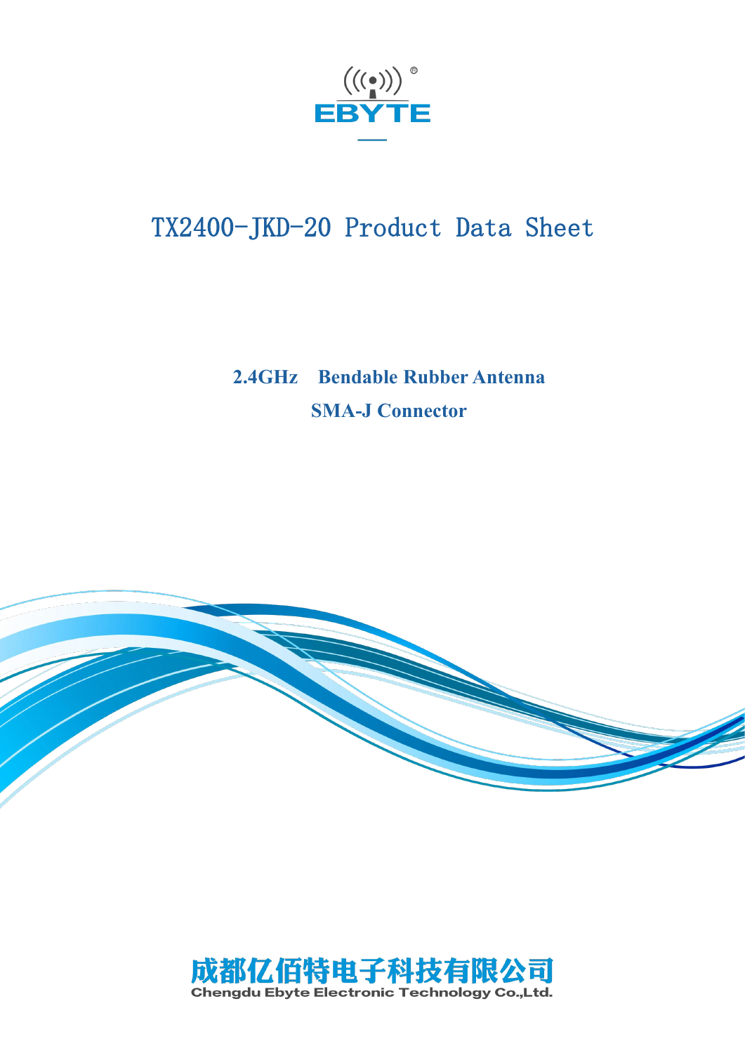EBYTE

# TX2400-JKD-20 Product Data Sheet

**2.4GHz Bendable Rubber Antenna**

**SMA-J Connector**

成都亿佰特电子科技有限公司

Chengdu Ebyte Electronic Technology Co.,Ltd.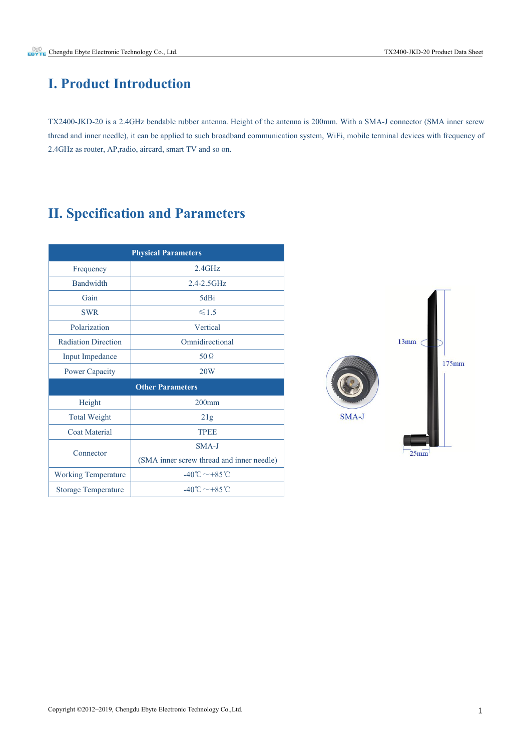# I. Product Introduction

TX2400-JKD-20 is a 2.4GHz bendable rubber antenna. Height of the antenna is 200mm. With a SMA-J connector (SMA inner screw thread and inner needle), it can be applied to such broadband communication system, WiFi, mobile terminal devices with frequency of 2.4GHz as router, AP,radio, aircard, smart TV and so on.

# II. Specification and Parameters

| Physical Parameters | |
|---|---|
| Frequency | 2.4GHz |
| Bandwidth | 2.4-2.5GHz |
| Gain | 5dBi |
| SWR | ≤1.5 |
| Polarization | Vertical |
| Radiation Direction | Omnidirectional |
| Input Impedance | 50Ω |
| Power Capacity | 20W |
| **Other Parameters** | |
| Height | 200mm |
| Total Weight | 21g |
| Coat Material | TPEE |
| Connector | SMA-J (SMA inner screw thread and inner needle) |
| Working Temperature | -40℃～+85℃ |
| Storage Temperature | -40℃～+85℃ |

SMA-J

13mm

175mm

25mm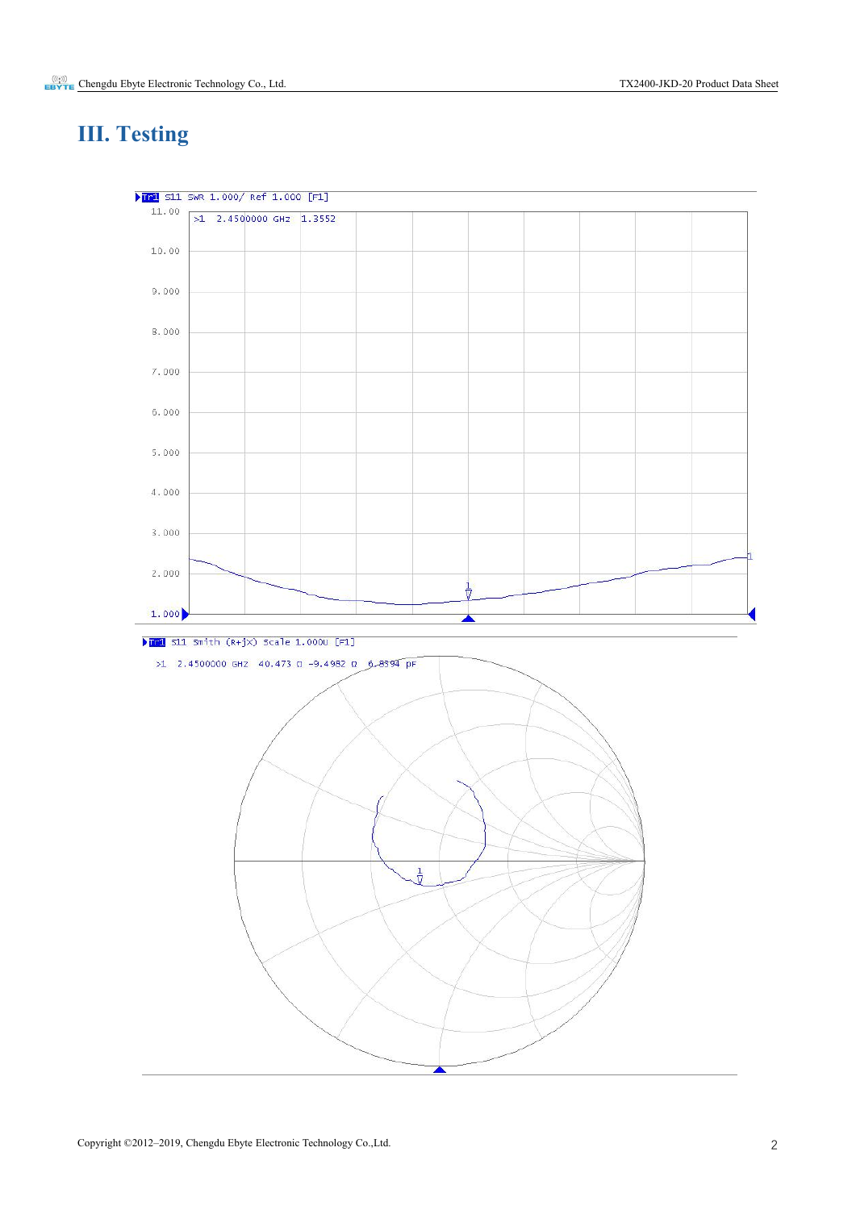# III. Testing

Tr1 S11 SWR 1.000/ Ref 1.000 [F1]

>1 2.4500000 GHz 1.3552

Tr1 S11 Smith (R+jX) Scale 1.000U [F1]

>1 2.4500000 GHz 40.473 Ω -9.4982 Ω 6.8394 pF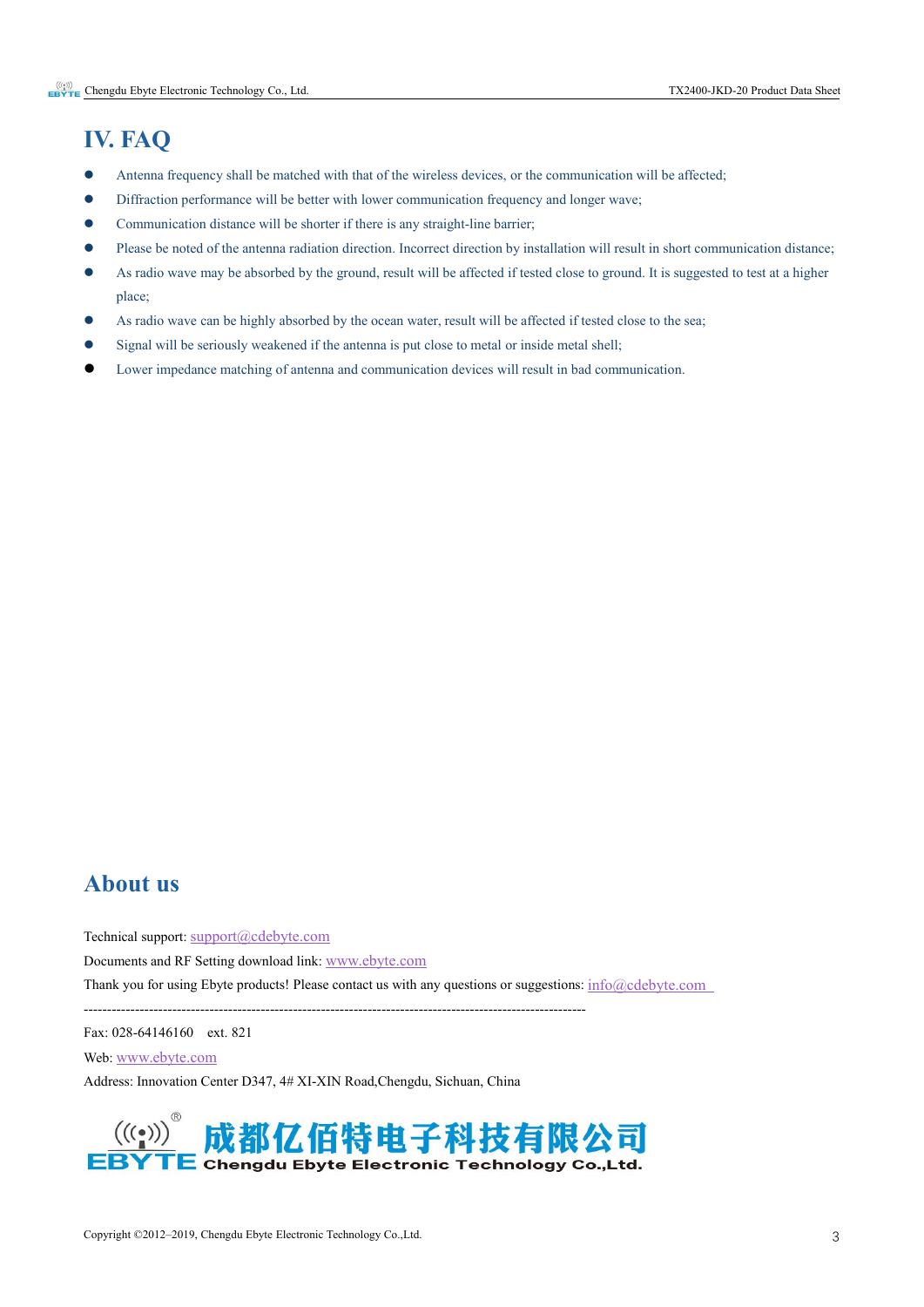# IV. FAQ

- Antenna frequency shall be matched with that of the wireless devices, or the communication will be affected;
- Diffraction performance will be better with lower communication frequency and longer wave;
- Communication distance will be shorter if there is any straight-line barrier;
- Please be noted of the antenna radiation direction. Incorrect direction by installation will result in short communication distance;
- As radio wave may be absorbed by the ground, result will be affected if tested close to ground. It is suggested to test at a higher place;
- As radio wave can be highly absorbed by the ocean water, result will be affected if tested close to the sea;
- Signal will be seriously weakened if the antenna is put close to metal or inside metal shell;
- Lower impedance matching of antenna and communication devices will result in bad communication.

# About us

Technical support: support@cdebyte.com

Documents and RF Setting download link: www.ebyte.com

Thank you for using Ebyte products! Please contact us with any questions or suggestions: info@cdebyte.com

---------------------------------------------------------------------------------------------------------

Fax: 028-64146160 ext. 821

Web: www.ebyte.com

Address: Innovation Center D347, 4# XI-XIN Road,Chengdu, Sichuan, China

EBYTE 成都亿佰特电子科技有限公司 Chengdu Ebyte Electronic Technology Co.,Ltd.

Copyright ©2012–2019, Chengdu Ebyte Electronic Technology Co.,Ltd.